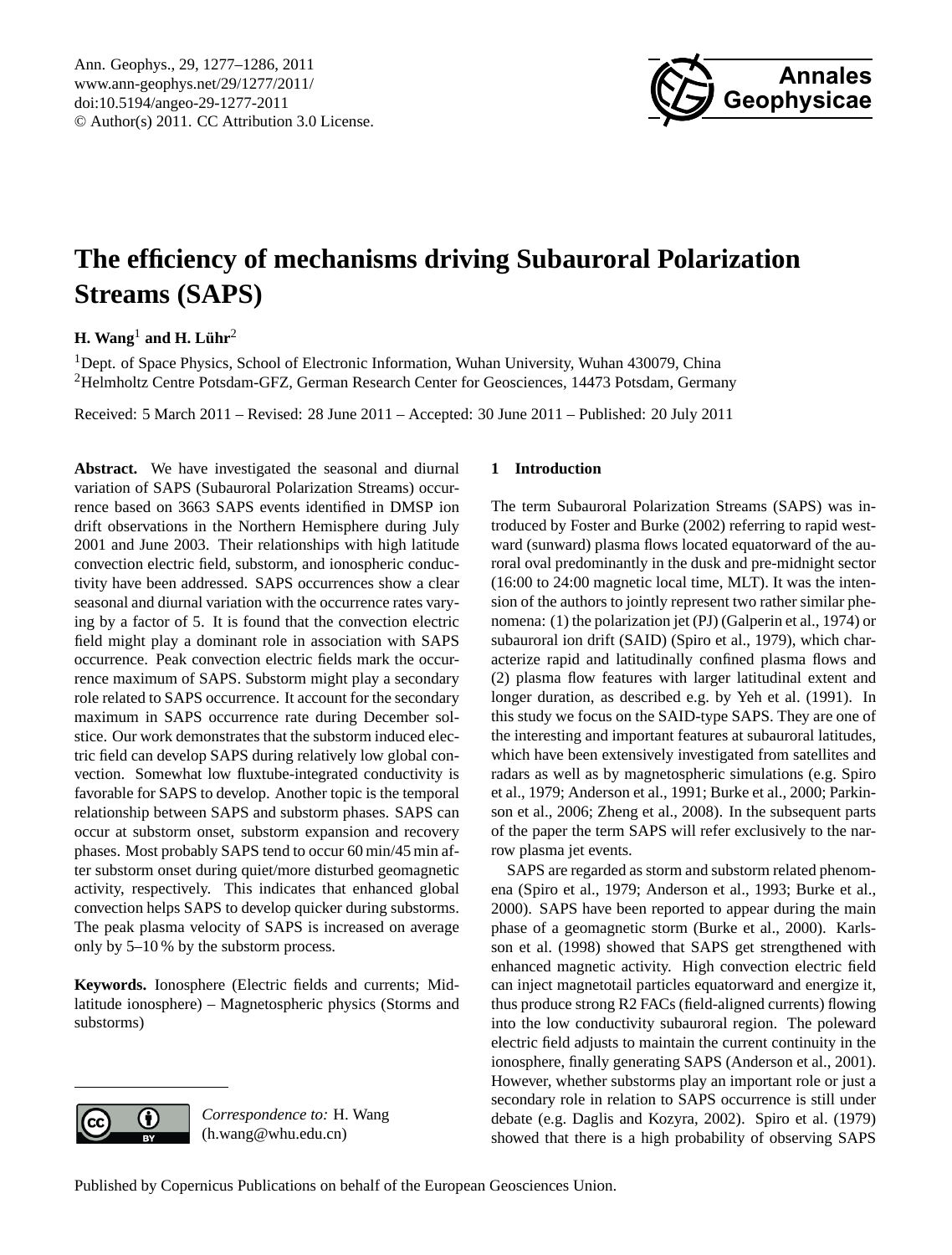# The efficiency of mechanisms driving Subauroral Polarization Streams (SAPS)

**H. Wang**[1] **and H. Lühr**[2]

[1]Dept. of Space Physics, School of Electronic Information, Wuhan University, Wuhan 430079, China
[2]Helmholtz Centre Potsdam-GFZ, German Research Center for Geosciences, 14473 Potsdam, Germany

Received: 5 March 2011 – Revised: 28 June 2011 – Accepted: 30 June 2011 – Published: 20 July 2011

**Abstract.** We have investigated the seasonal and diurnal variation of SAPS (Subauroral Polarization Streams) occurrence based on 3663 SAPS events identified in DMSP ion drift observations in the Northern Hemisphere during July 2001 and June 2003. Their relationships with high latitude convection electric field, substorm, and ionospheric conductivity have been addressed. SAPS occurrences show a clear seasonal and diurnal variation with the occurrence rates varying by a factor of 5. It is found that the convection electric field might play a dominant role in association with SAPS occurrence. Peak convection electric fields mark the occurrence maximum of SAPS. Substorm might play a secondary role related to SAPS occurrence. It account for the secondary maximum in SAPS occurrence rate during December solstice. Our work demonstrates that the substorm induced electric field can develop SAPS during relatively low global convection. Somewhat low fluxtube-integrated conductivity is favorable for SAPS to develop. Another topic is the temporal relationship between SAPS and substorm phases. SAPS can occur at substorm onset, substorm expansion and recovery phases. Most probably SAPS tend to occur 60 min/45 min after substorm onset during quiet/more disturbed geomagnetic activity, respectively. This indicates that enhanced global convection helps SAPS to develop quicker during substorms. The peak plasma velocity of SAPS is increased on average only by 5–10 % by the substorm process.

**Keywords.** Ionosphere (Electric fields and currents; Mid-latitude ionosphere) – Magnetospheric physics (Storms and substorms)

*Correspondence to:* H. Wang (h.wang@whu.edu.cn)

## 1 Introduction

The term Subauroral Polarization Streams (SAPS) was introduced by Foster and Burke (2002) referring to rapid westward (sunward) plasma flows located equatorward of the auroral oval predominantly in the dusk and pre-midnight sector (16:00 to 24:00 magnetic local time, MLT). It was the intension of the authors to jointly represent two rather similar phenomena: (1) the polarization jet (PJ) (Galperin et al., 1974) or subauroral ion drift (SAID) (Spiro et al., 1979), which characterize rapid and latitudinally confined plasma flows and (2) plasma flow features with larger latitudinal extent and longer duration, as described e.g. by Yeh et al. (1991). In this study we focus on the SAID-type SAPS. They are one of the interesting and important features at subauroral latitudes, which have been extensively investigated from satellites and radars as well as by magnetospheric simulations (e.g. Spiro et al., 1979; Anderson et al., 1991; Burke et al., 2000; Parkinson et al., 2006; Zheng et al., 2008). In the subsequent parts of the paper the term SAPS will refer exclusively to the narrow plasma jet events.

SAPS are regarded as storm and substorm related phenomena (Spiro et al., 1979; Anderson et al., 1993; Burke et al., 2000). SAPS have been reported to appear during the main phase of a geomagnetic storm (Burke et al., 2000). Karlsson et al. (1998) showed that SAPS get strengthened with enhanced magnetic activity. High convection electric field can inject magnetotail particles equatorward and energize it, thus produce strong R2 FACs (field-aligned currents) flowing into the low conductivity subauroral region. The poleward electric field adjusts to maintain the current continuity in the ionosphere, finally generating SAPS (Anderson et al., 2001). However, whether substorms play an important role or just a secondary role in relation to SAPS occurrence is still under debate (e.g. Daglis and Kozyra, 2002). Spiro et al. (1979) showed that there is a high probability of observing SAPS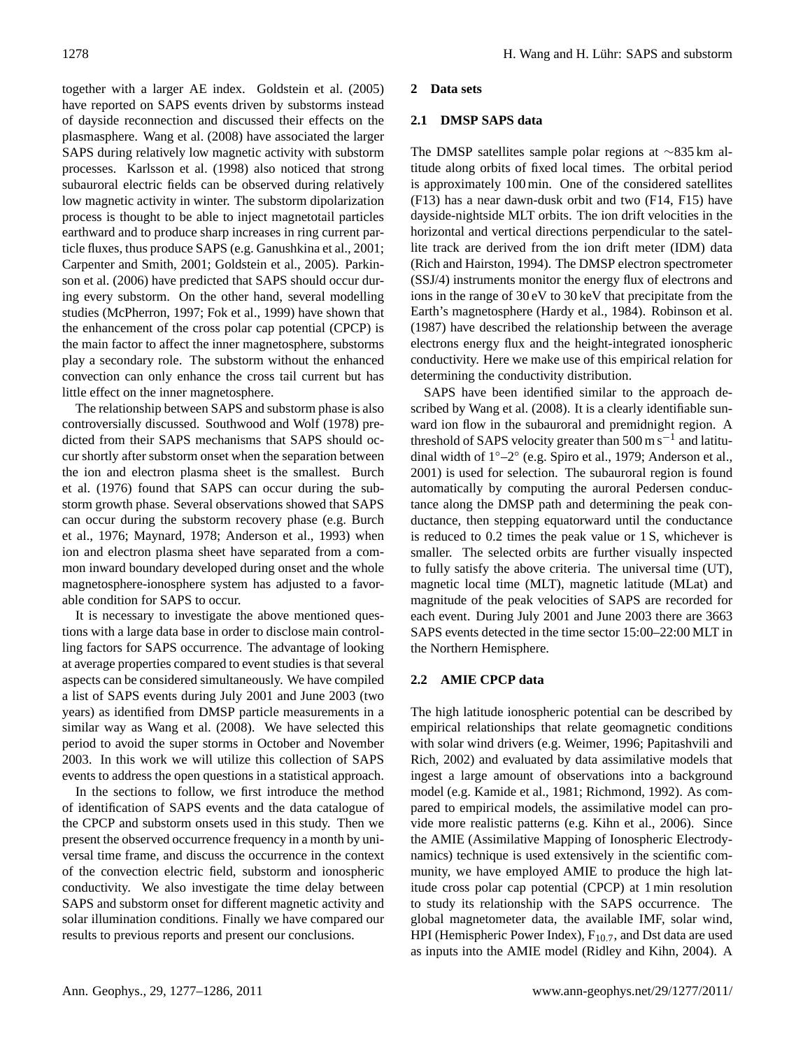together with a larger AE index. Goldstein et al. (2005) have reported on SAPS events driven by substorms instead of dayside reconnection and discussed their effects on the plasmasphere. Wang et al. (2008) have associated the larger SAPS during relatively low magnetic activity with substorm processes. Karlsson et al. (1998) also noticed that strong subauroral electric fields can be observed during relatively low magnetic activity in winter. The substorm dipolarization process is thought to be able to inject magnetotail particles earthward and to produce sharp increases in ring current particle fluxes, thus produce SAPS (e.g. Ganushkina et al., 2001; Carpenter and Smith, 2001; Goldstein et al., 2005). Parkinson et al. (2006) have predicted that SAPS should occur during every substorm. On the other hand, several modelling studies (McPherron, 1997; Fok et al., 1999) have shown that the enhancement of the cross polar cap potential (CPCP) is the main factor to affect the inner magnetosphere, substorms play a secondary role. The substorm without the enhanced convection can only enhance the cross tail current but has little effect on the inner magnetosphere.

The relationship between SAPS and substorm phase is also controversially discussed. Southwood and Wolf (1978) predicted from their SAPS mechanisms that SAPS should occur shortly after substorm onset when the separation between the ion and electron plasma sheet is the smallest. Burch et al. (1976) found that SAPS can occur during the substorm growth phase. Several observations showed that SAPS can occur during the substorm recovery phase (e.g. Burch et al., 1976; Maynard, 1978; Anderson et al., 1993) when ion and electron plasma sheet have separated from a common inward boundary developed during onset and the whole magnetosphere-ionosphere system has adjusted to a favorable condition for SAPS to occur.

It is necessary to investigate the above mentioned questions with a large data base in order to disclose main controlling factors for SAPS occurrence. The advantage of looking at average properties compared to event studies is that several aspects can be considered simultaneously. We have compiled a list of SAPS events during July 2001 and June 2003 (two years) as identified from DMSP particle measurements in a similar way as Wang et al. (2008). We have selected this period to avoid the super storms in October and November 2003. In this work we will utilize this collection of SAPS events to address the open questions in a statistical approach.

In the sections to follow, we first introduce the method of identification of SAPS events and the data catalogue of the CPCP and substorm onsets used in this study. Then we present the observed occurrence frequency in a month by universal time frame, and discuss the occurrence in the context of the convection electric field, substorm and ionospheric conductivity. We also investigate the time delay between SAPS and substorm onset for different magnetic activity and solar illumination conditions. Finally we have compared our results to previous reports and present our conclusions.

## 2 Data sets

### 2.1 DMSP SAPS data

The DMSP satellites sample polar regions at ∼835 km altitude along orbits of fixed local times. The orbital period is approximately 100 min. One of the considered satellites (F13) has a near dawn-dusk orbit and two (F14, F15) have dayside-nightside MLT orbits. The ion drift velocities in the horizontal and vertical directions perpendicular to the satellite track are derived from the ion drift meter (IDM) data (Rich and Hairston, 1994). The DMSP electron spectrometer (SSJ/4) instruments monitor the energy flux of electrons and ions in the range of 30 eV to 30 keV that precipitate from the Earth's magnetosphere (Hardy et al., 1984). Robinson et al. (1987) have described the relationship between the average electrons energy flux and the height-integrated ionospheric conductivity. Here we make use of this empirical relation for determining the conductivity distribution.

SAPS have been identified similar to the approach described by Wang et al. (2008). It is a clearly identifiable sunward ion flow in the subauroral and premidnight region. A threshold of SAPS velocity greater than 500 m $s^{-1}$ and latitudinal width of 1°–2° (e.g. Spiro et al., 1979; Anderson et al., 2001) is used for selection. The subauroral region is found automatically by computing the auroral Pedersen conductance along the DMSP path and determining the peak conductance, then stepping equatorward until the conductance is reduced to 0.2 times the peak value or 1 S, whichever is smaller. The selected orbits are further visually inspected to fully satisfy the above criteria. The universal time (UT), magnetic local time (MLT), magnetic latitude (MLat) and magnitude of the peak velocities of SAPS are recorded for each event. During July 2001 and June 2003 there are 3663 SAPS events detected in the time sector 15:00–22:00 MLT in the Northern Hemisphere.

### 2.2 AMIE CPCP data

The high latitude ionospheric potential can be described by empirical relationships that relate geomagnetic conditions with solar wind drivers (e.g. Weimer, 1996; Papitashvili and Rich, 2002) and evaluated by data assimilative models that ingest a large amount of observations into a background model (e.g. Kamide et al., 1981; Richmond, 1992). As compared to empirical models, the assimilative model can provide more realistic patterns (e.g. Kihn et al., 2006). Since the AMIE (Assimilative Mapping of Ionospheric Electrodynamics) technique is used extensively in the scientific community, we have employed AMIE to produce the high latitude cross polar cap potential (CPCP) at 1 min resolution to study its relationship with the SAPS occurrence. The global magnetometer data, the available IMF, solar wind, HPI (Hemispheric Power Index), $F_{10.7}$, and Dst data are used as inputs into the AMIE model (Ridley and Kihn, 2004). A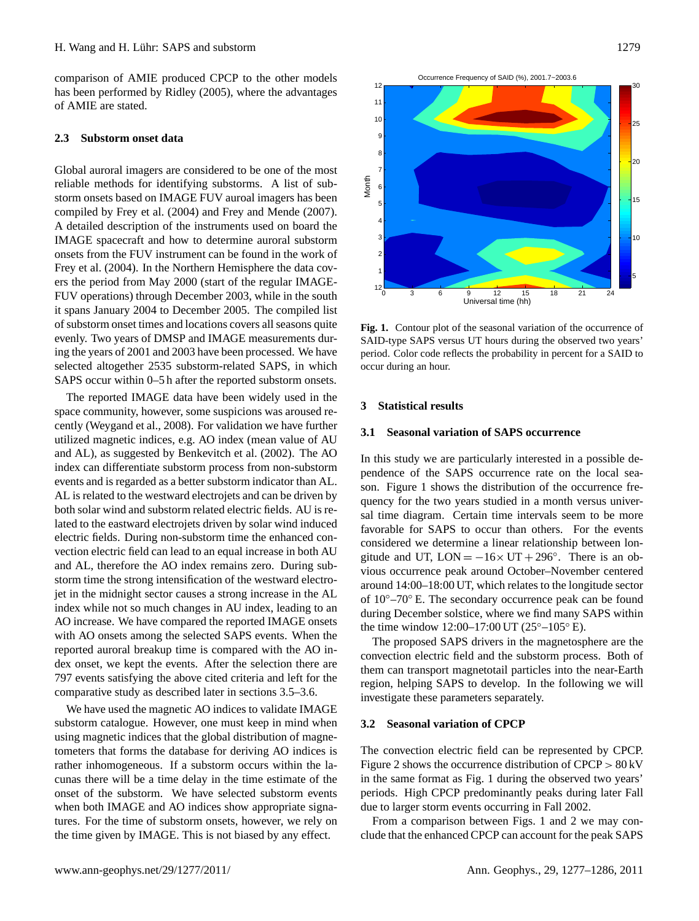comparison of AMIE produced CPCP to the other models has been performed by Ridley (2005), where the advantages of AMIE are stated.

### 2.3 Substorm onset data

Global auroral imagers are considered to be one of the most reliable methods for identifying substorms. A list of substorm onsets based on IMAGE FUV auroal imagers has been compiled by Frey et al. (2004) and Frey and Mende (2007). A detailed description of the instruments used on board the IMAGE spacecraft and how to determine auroral substorm onsets from the FUV instrument can be found in the work of Frey et al. (2004). In the Northern Hemisphere the data covers the period from May 2000 (start of the regular IMAGE-FUV operations) through December 2003, while in the south it spans January 2004 to December 2005. The compiled list of substorm onset times and locations covers all seasons quite evenly. Two years of DMSP and IMAGE measurements during the years of 2001 and 2003 have been processed. We have selected altogether 2535 substorm-related SAPS, in which SAPS occur within 0–5 h after the reported substorm onsets.

The reported IMAGE data have been widely used in the space community, however, some suspicions was aroused recently (Weygand et al., 2008). For validation we have further utilized magnetic indices, e.g. AO index (mean value of AU and AL), as suggested by Benkevitch et al. (2002). The AO index can differentiate substorm process from non-substorm events and is regarded as a better substorm indicator than AL. AL is related to the westward electrojets and can be driven by both solar wind and substorm related electric fields. AU is related to the eastward electrojets driven by solar wind induced electric fields. During non-substorm time the enhanced convection electric field can lead to an equal increase in both AU and AL, therefore the AO index remains zero. During substorm time the strong intensification of the westward electrojet in the midnight sector causes a strong increase in the AL index while not so much changes in AU index, leading to an AO increase. We have compared the reported IMAGE onsets with AO onsets among the selected SAPS events. When the reported auroral breakup time is compared with the AO index onset, we kept the events. After the selection there are 797 events satisfying the above cited criteria and left for the comparative study as described later in sections 3.5–3.6.

We have used the magnetic AO indices to validate IMAGE substorm catalogue. However, one must keep in mind when using magnetic indices that the global distribution of magnetometers that forms the database for deriving AO indices is rather inhomogeneous. If a substorm occurs within the lacunas there will be a time delay in the time estimate of the onset of the substorm. We have selected substorm events when both IMAGE and AO indices show appropriate signatures. For the time of substorm onsets, however, we rely on the time given by IMAGE. This is not biased by any effect.

**Fig. 1.** Contour plot of the seasonal variation of the occurrence of SAID-type SAPS versus UT hours during the observed two years' period. Color code reflects the probability in percent for a SAID to occur during an hour.

## 3 Statistical results

### 3.1 Seasonal variation of SAPS occurrence

In this study we are particularly interested in a possible dependence of the SAPS occurrence rate on the local season. Figure 1 shows the distribution of the occurrence frequency for the two years studied in a month versus universal time diagram. Certain time intervals seem to be more favorable for SAPS to occur than others. For the events considered we determine a linear relationship between longitude and UT, $\mathrm{LON} = -16 \times \mathrm{UT} + 296°$. There is an obvious occurrence peak around October–November centered around 14:00–18:00 UT, which relates to the longitude sector of 10°–70° E. The secondary occurrence peak can be found during December solstice, where we find many SAPS within the time window 12:00–17:00 UT (25°–105° E).

The proposed SAPS drivers in the magnetosphere are the convection electric field and the substorm process. Both of them can transport magnetotail particles into the near-Earth region, helping SAPS to develop. In the following we will investigate these parameters separately.

### 3.2 Seasonal variation of CPCP

The convection electric field can be represented by CPCP. Figure 2 shows the occurrence distribution of CPCP $> 80$ kV in the same format as Fig. 1 during the observed two years' periods. High CPCP predominantly peaks during later Fall due to larger storm events occurring in Fall 2002.

From a comparison between Figs. 1 and 2 we may conclude that the enhanced CPCP can account for the peak SAPS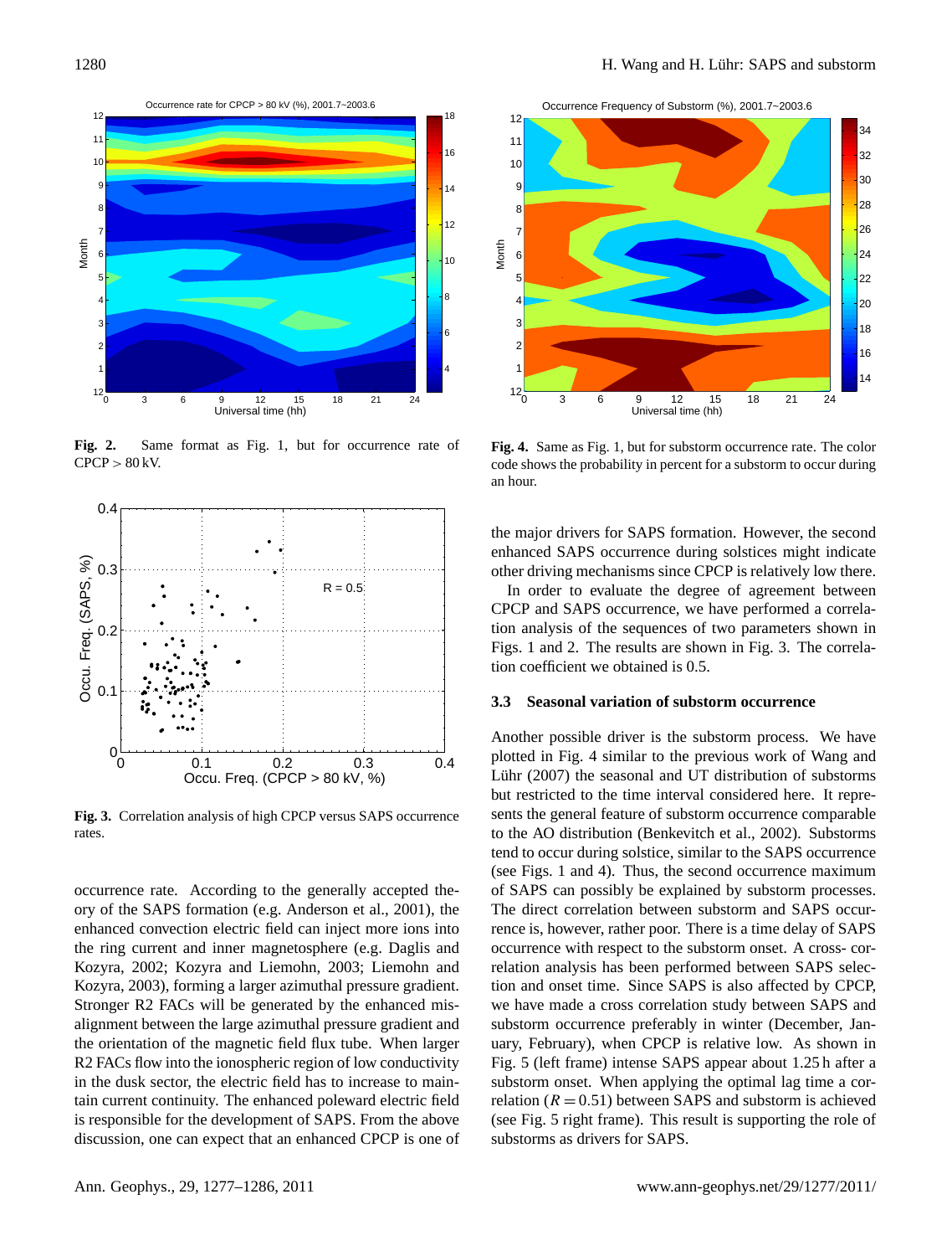**Fig. 2.** Same format as Fig. 1, but for occurrence rate of CPCP > 80 kV.

**Fig. 3.** Correlation analysis of high CPCP versus SAPS occurrence rates.

occurrence rate. According to the generally accepted theory of the SAPS formation (e.g. Anderson et al., 2001), the enhanced convection electric field can inject more ions into the ring current and inner magnetosphere (e.g. Daglis and Kozyra, 2002; Kozyra and Liemohn, 2003; Liemohn and Kozyra, 2003), forming a larger azimuthal pressure gradient. Stronger R2 FACs will be generated by the enhanced misalignment between the large azimuthal pressure gradient and the orientation of the magnetic field flux tube. When larger R2 FACs flow into the ionospheric region of low conductivity in the dusk sector, the electric field has to increase to maintain current continuity. The enhanced poleward electric field is responsible for the development of SAPS. From the above discussion, one can expect that an enhanced CPCP is one of

**Fig. 4.** Same as Fig. 1, but for substorm occurrence rate. The color code shows the probability in percent for a substorm to occur during an hour.

the major drivers for SAPS formation. However, the second enhanced SAPS occurrence during solstices might indicate other driving mechanisms since CPCP is relatively low there.

In order to evaluate the degree of agreement between CPCP and SAPS occurrence, we have performed a correlation analysis of the sequences of two parameters shown in Figs. 1 and 2. The results are shown in Fig. 3. The correlation coefficient we obtained is 0.5.

### 3.3 Seasonal variation of substorm occurrence

Another possible driver is the substorm process. We have plotted in Fig. 4 similar to the previous work of Wang and Lühr (2007) the seasonal and UT distribution of substorms but restricted to the time interval considered here. It represents the general feature of substorm occurrence comparable to the AO distribution (Benkevitch et al., 2002). Substorms tend to occur during solstice, similar to the SAPS occurrence (see Figs. 1 and 4). Thus, the second occurrence maximum of SAPS can possibly be explained by substorm processes. The direct correlation between substorm and SAPS occurrence is, however, rather poor. There is a time delay of SAPS occurrence with respect to the substorm onset. A cross- correlation analysis has been performed between SAPS selection and onset time. Since SAPS is also affected by CPCP, we have made a cross correlation study between SAPS and substorm occurrence preferably in winter (December, January, February), when CPCP is relative low. As shown in Fig. 5 (left frame) intense SAPS appear about 1.25 h after a substorm onset. When applying the optimal lag time a correlation ($R = 0.51$) between SAPS and substorm is achieved (see Fig. 5 right frame). This result is supporting the role of substorms as drivers for SAPS.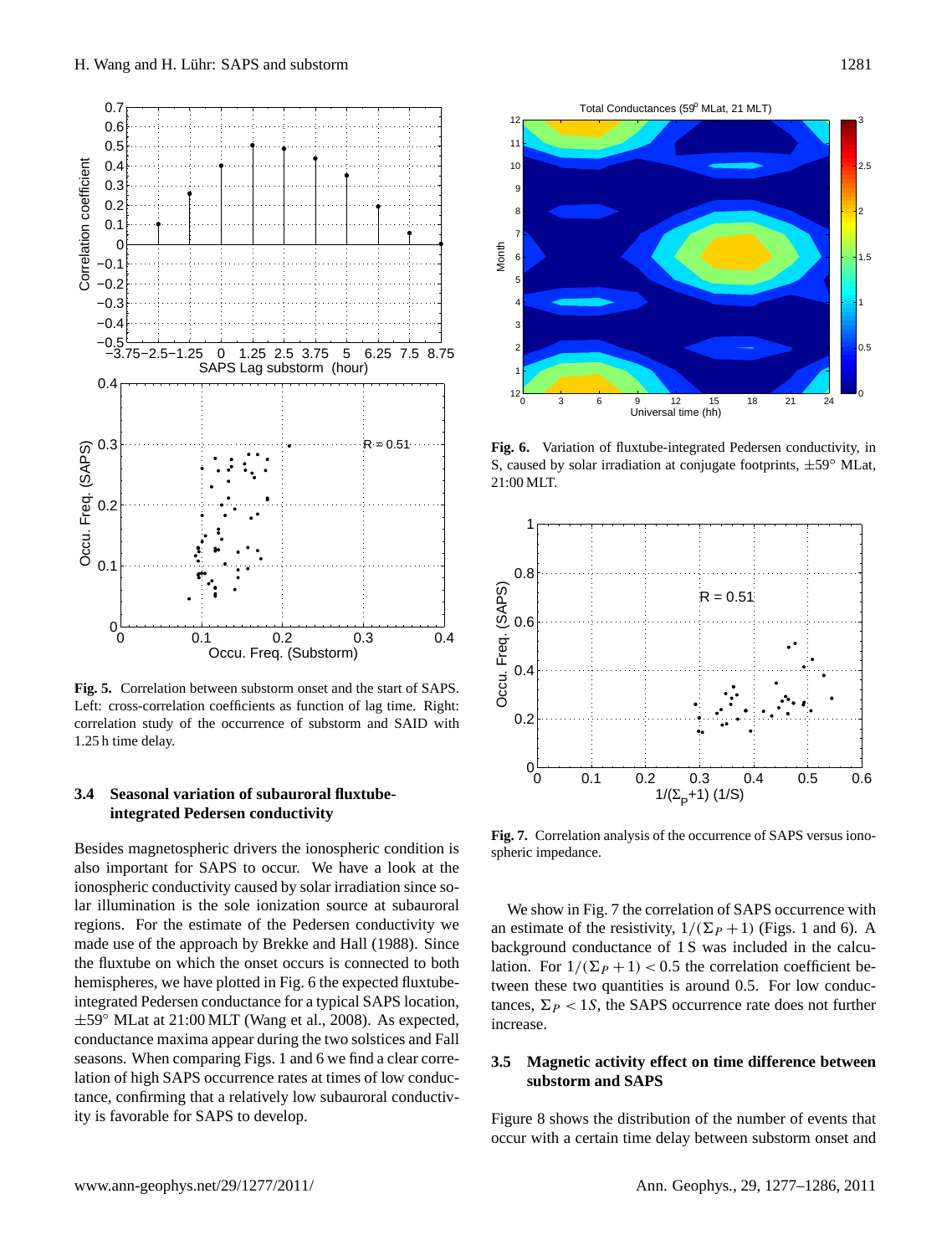**Fig. 5.** Correlation between substorm onset and the start of SAPS. Left: cross-correlation coefficients as function of lag time. Right: correlation study of the occurrence of substorm and SAID with 1.25 h time delay.

### 3.4 Seasonal variation of subauroral fluxtube-integrated Pedersen conductivity

Besides magnetospheric drivers the ionospheric condition is also important for SAPS to occur. We have a look at the ionospheric conductivity caused by solar irradiation since solar illumination is the sole ionization source at subauroral regions. For the estimate of the Pedersen conductivity we made use of the approach by Brekke and Hall (1988). Since the fluxtube on which the onset occurs is connected to both hemispheres, we have plotted in Fig. 6 the expected fluxtube-integrated Pedersen conductance for a typical SAPS location, $\pm 59°$ MLat at 21:00 MLT (Wang et al., 2008). As expected, conductance maxima appear during the two solstices and Fall seasons. When comparing Figs. 1 and 6 we find a clear correlation of high SAPS occurrence rates at times of low conductance, confirming that a relatively low subauroral conductivity is favorable for SAPS to develop.

**Fig. 6.** Variation of fluxtube-integrated Pedersen conductivity, in S, caused by solar irradiation at conjugate footprints, $\pm 59°$ MLat, 21:00 MLT.

**Fig. 7.** Correlation analysis of the occurrence of SAPS versus ionospheric impedance.

We show in Fig. 7 the correlation of SAPS occurrence with an estimate of the resistivity, $1/(\Sigma_P + 1)$ (Figs. 1 and 6). A background conductance of 1 S was included in the calculation. For $1/(\Sigma_P + 1) < 0.5$ the correlation coefficient between these two quantities is around 0.5. For low conductances, $\Sigma_P < 1S$, the SAPS occurrence rate does not further increase.

### 3.5 Magnetic activity effect on time difference between substorm and SAPS

Figure 8 shows the distribution of the number of events that occur with a certain time delay between substorm onset and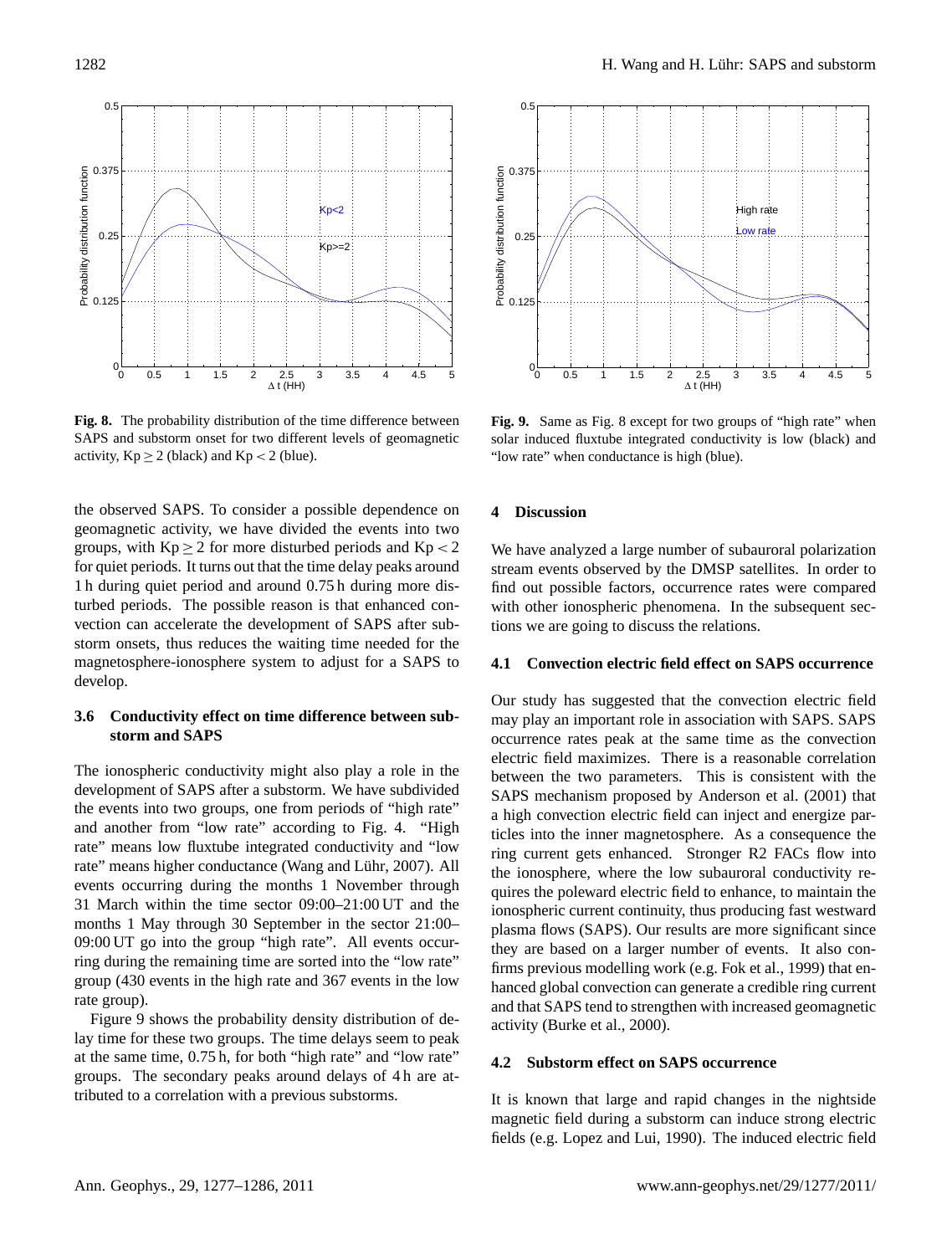**Fig. 8.** The probability distribution of the time difference between SAPS and substorm onset for two different levels of geomagnetic activity, $Kp \geq 2$ (black) and $Kp < 2$ (blue).

**Fig. 9.** Same as Fig. 8 except for two groups of "high rate" when solar induced fluxtube integrated conductivity is low (black) and "low rate" when conductance is high (blue).

the observed SAPS. To consider a possible dependence on geomagnetic activity, we have divided the events into two groups, with $Kp \geq 2$ for more disturbed periods and $Kp < 2$ for quiet periods. It turns out that the time delay peaks around 1 h during quiet period and around 0.75 h during more disturbed periods. The possible reason is that enhanced convection can accelerate the development of SAPS after substorm onsets, thus reduces the waiting time needed for the magnetosphere-ionosphere system to adjust for a SAPS to develop.

### 3.6 Conductivity effect on time difference between substorm and SAPS

The ionospheric conductivity might also play a role in the development of SAPS after a substorm. We have subdivided the events into two groups, one from periods of "high rate" and another from "low rate" according to Fig. 4. "High rate" means low fluxtube integrated conductivity and "low rate" means higher conductance (Wang and Lühr, 2007). All events occurring during the months 1 November through 31 March within the time sector 09:00–21:00 UT and the months 1 May through 30 September in the sector 21:00–09:00 UT go into the group "high rate". All events occurring during the remaining time are sorted into the "low rate" group (430 events in the high rate and 367 events in the low rate group).

Figure 9 shows the probability density distribution of delay time for these two groups. The time delays seem to peak at the same time, 0.75 h, for both "high rate" and "low rate" groups. The secondary peaks around delays of 4 h are attributed to a correlation with a previous substorms.

## 4 Discussion

We have analyzed a large number of subauroral polarization stream events observed by the DMSP satellites. In order to find out possible factors, occurrence rates were compared with other ionospheric phenomena. In the subsequent sections we are going to discuss the relations.

### 4.1 Convection electric field effect on SAPS occurrence

Our study has suggested that the convection electric field may play an important role in association with SAPS. SAPS occurrence rates peak at the same time as the convection electric field maximizes. There is a reasonable correlation between the two parameters. This is consistent with the SAPS mechanism proposed by Anderson et al. (2001) that a high convection electric field can inject and energize particles into the inner magnetosphere. As a consequence the ring current gets enhanced. Stronger R2 FACs flow into the ionosphere, where the low subauroral conductivity requires the poleward electric field to enhance, to maintain the ionospheric current continuity, thus producing fast westward plasma flows (SAPS). Our results are more significant since they are based on a larger number of events. It also confirms previous modelling work (e.g. Fok et al., 1999) that enhanced global convection can generate a credible ring current and that SAPS tend to strengthen with increased geomagnetic activity (Burke et al., 2000).

### 4.2 Substorm effect on SAPS occurrence

It is known that large and rapid changes in the nightside magnetic field during a substorm can induce strong electric fields (e.g. Lopez and Lui, 1990). The induced electric field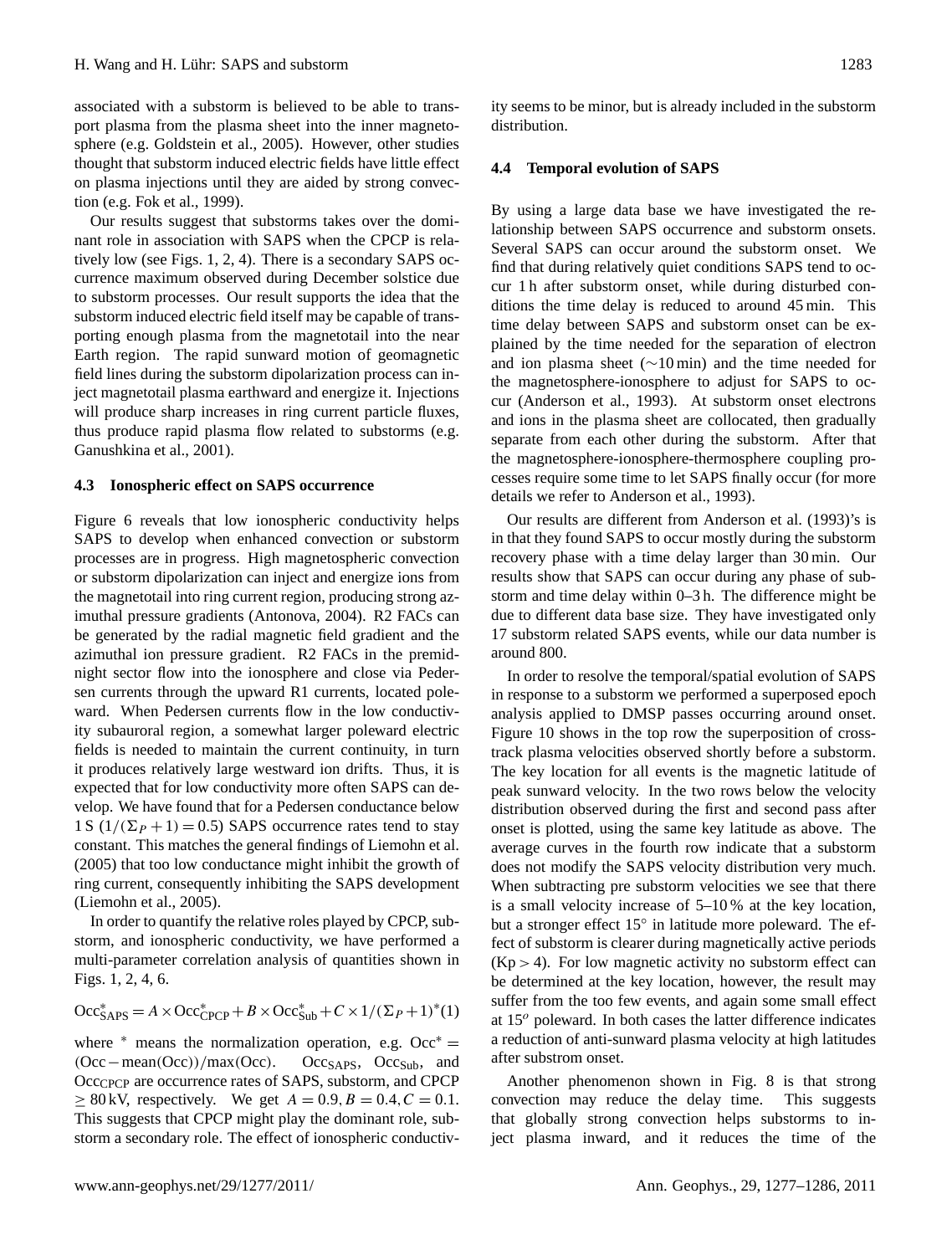associated with a substorm is believed to be able to transport plasma from the plasma sheet into the inner magnetosphere (e.g. Goldstein et al., 2005). However, other studies thought that substorm induced electric fields have little effect on plasma injections until they are aided by strong convection (e.g. Fok et al., 1999).

Our results suggest that substorms takes over the dominant role in association with SAPS when the CPCP is relatively low (see Figs. 1, 2, 4). There is a secondary SAPS occurrence maximum observed during December solstice due to substorm processes. Our result supports the idea that the substorm induced electric field itself may be capable of transporting enough plasma from the magnetotail into the near Earth region. The rapid sunward motion of geomagnetic field lines during the substorm dipolarization process can inject magnetotail plasma earthward and energize it. Injections will produce sharp increases in ring current particle fluxes, thus produce rapid plasma flow related to substorms (e.g. Ganushkina et al., 2001).

### 4.3 Ionospheric effect on SAPS occurrence

Figure 6 reveals that low ionospheric conductivity helps SAPS to develop when enhanced convection or substorm processes are in progress. High magnetospheric convection or substorm dipolarization can inject and energize ions from the magnetotail into ring current region, producing strong azimuthal pressure gradients (Antonova, 2004). R2 FACs can be generated by the radial magnetic field gradient and the azimuthal ion pressure gradient. R2 FACs in the premidnight sector flow into the ionosphere and close via Pedersen currents through the upward R1 currents, located poleward. When Pedersen currents flow in the low conductivity subauroral region, a somewhat larger poleward electric fields is needed to maintain the current continuity, in turn it produces relatively large westward ion drifts. Thus, it is expected that for low conductivity more often SAPS can develop. We have found that for a Pedersen conductance below 1 S ($1/(\Sigma_P+1)=0.5$) SAPS occurrence rates tend to stay constant. This matches the general findings of Liemohn et al. (2005) that too low conductance might inhibit the growth of ring current, consequently inhibiting the SAPS development (Liemohn et al., 2005).

In order to quantify the relative roles played by CPCP, substorm, and ionospheric conductivity, we have performed a multi-parameter correlation analysis of quantities shown in Figs. 1, 2, 4, 6.

$$\mathrm{Occ}^*_{\mathrm{SAPS}} = A\times \mathrm{Occ}^*_{\mathrm{CPCP}} + B\times \mathrm{Occ}^*_{\mathrm{Sub}} + C\times 1/(\Sigma_P+1)^* \quad (1)$$

where $^*$ means the normalization operation, e.g. $\mathrm{Occ}^* = (\mathrm{Occ}-\mathrm{mean}(\mathrm{Occ}))/\max(\mathrm{Occ})$. $\mathrm{Occ}_{\mathrm{SAPS}}$, $\mathrm{Occ}_{\mathrm{Sub}}$, and $\mathrm{Occ}_{\mathrm{CPCP}}$ are occurrence rates of SAPS, substorm, and CPCP $\geq 80$ kV, respectively. We get $A=0.9, B=0.4, C=0.1$. This suggests that CPCP might play the dominant role, substorm a secondary role. The effect of ionospheric conductivity seems to be minor, but is already included in the substorm distribution.

### 4.4 Temporal evolution of SAPS

By using a large data base we have investigated the relationship between SAPS occurrence and substorm onsets. Several SAPS can occur around the substorm onset. We find that during relatively quiet conditions SAPS tend to occur 1 h after substorm onset, while during disturbed conditions the time delay is reduced to around 45 min. This time delay between SAPS and substorm onset can be explained by the time needed for the separation of electron and ion plasma sheet (~10 min) and the time needed for the magnetosphere-ionosphere to adjust for SAPS to occur (Anderson et al., 1993). At substorm onset electrons and ions in the plasma sheet are collocated, then gradually separate from each other during the substorm. After that the magnetosphere-ionosphere-thermosphere coupling processes require some time to let SAPS finally occur (for more details we refer to Anderson et al., 1993).

Our results are different from Anderson et al. (1993)'s is in that they found SAPS to occur mostly during the substorm recovery phase with a time delay larger than 30 min. Our results show that SAPS can occur during any phase of substorm and time delay within 0–3 h. The difference might be due to different data base size. They have investigated only 17 substorm related SAPS events, while our data number is around 800.

In order to resolve the temporal/spatial evolution of SAPS in response to a substorm we performed a superposed epoch analysis applied to DMSP passes occurring around onset. Figure 10 shows in the top row the superposition of cross-track plasma velocities observed shortly before a substorm. The key location for all events is the magnetic latitude of peak sunward velocity. In the two rows below the velocity distribution observed during the first and second pass after onset is plotted, using the same key latitude as above. The average curves in the fourth row indicate that a substorm does not modify the SAPS velocity distribution very much. When subtracting pre substorm velocities we see that there is a small velocity increase of 5–10 % at the key location, but a stronger effect 15° in latitude more poleward. The effect of substorm is clearer during magnetically active periods ($\mathrm{Kp}>4$). For low magnetic activity no substorm effect can be determined at the key location, however, the result may suffer from the too few events, and again some small effect at $15^o$ poleward. In both cases the latter difference indicates a reduction of anti-sunward plasma velocity at high latitudes after substrom onset.

Another phenomenon shown in Fig. 8 is that strong convection may reduce the delay time. This suggests that globally strong convection helps substorms to inject plasma inward, and it reduces the time of the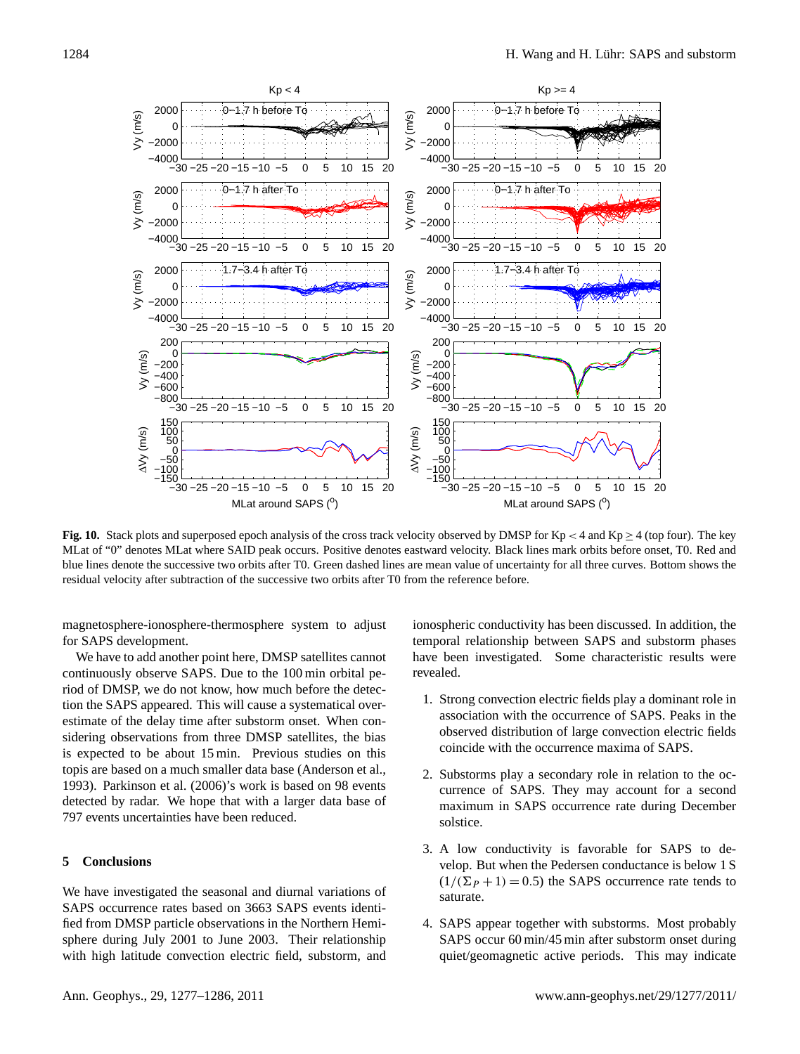**Fig. 10.** Stack plots and superposed epoch analysis of the cross track velocity observed by DMSP for Kp $< 4$ and Kp $\geq 4$ (top four). The key MLat of "0" denotes MLat where SAID peak occurs. Positive denotes eastward velocity. Black lines mark orbits before onset, T0. Red and blue lines denote the successive two orbits after T0. Green dashed lines are mean value of uncertainty for all three curves. Bottom shows the residual velocity after subtraction of the successive two orbits after T0 from the reference before.

magnetosphere-ionosphere-thermosphere system to adjust for SAPS development.

We have to add another point here, DMSP satellites cannot continuously observe SAPS. Due to the 100 min orbital period of DMSP, we do not know, how much before the detection the SAPS appeared. This will cause a systematical overestimate of the delay time after substorm onset. When considering observations from three DMSP satellites, the bias is expected to be about 15 min. Previous studies on this topis are based on a much smaller data base (Anderson et al., 1993). Parkinson et al. (2006)'s work is based on 98 events detected by radar. We hope that with a larger data base of 797 events uncertainties have been reduced.

## 5 Conclusions

We have investigated the seasonal and diurnal variations of SAPS occurrence rates based on 3663 SAPS events identified from DMSP particle observations in the Northern Hemisphere during July 2001 to June 2003. Their relationship with high latitude convection electric field, substorm, and ionospheric conductivity has been discussed. In addition, the temporal relationship between SAPS and substorm phases have been investigated. Some characteristic results were revealed.

1. Strong convection electric fields play a dominant role in association with the occurrence of SAPS. Peaks in the observed distribution of large convection electric fields coincide with the occurrence maxima of SAPS.

2. Substorms play a secondary role in relation to the occurrence of SAPS. They may account for a second maximum in SAPS occurrence rate during December solstice.

3. A low conductivity is favorable for SAPS to develop. But when the Pedersen conductance is below 1 S ($1/(\Sigma_P + 1) = 0.5$) the SAPS occurrence rate tends to saturate.

4. SAPS appear together with substorms. Most probably SAPS occur 60 min/45 min after substorm onset during quiet/geomagnetic active periods. This may indicate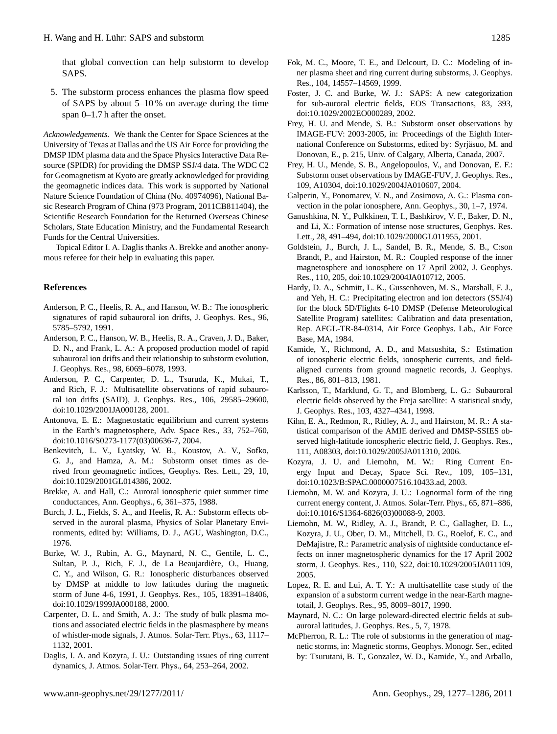that global convection can help substorm to develop SAPS.

5. The substorm process enhances the plasma flow speed of SAPS by about 5–10 % on average during the time span 0–1.7 h after the onset.

*Acknowledgements.* We thank the Center for Space Sciences at the University of Texas at Dallas and the US Air Force for providing the DMSP IDM plasma data and the Space Physics Interactive Data Resource (SPIDR) for providing the DMSP SSJ/4 data. The WDC C2 for Geomagnetism at Kyoto are greatly acknowledged for providing the geomagnetic indices data. This work is supported by National Nature Science Foundation of China (No. 40974096), National Basic Research Program of China (973 Program, 2011CB811404), the Scientific Research Foundation for the Returned Overseas Chinese Scholars, State Education Ministry, and the Fundamental Research Funds for the Central Universities.

Topical Editor I. A. Daglis thanks A. Brekke and another anonymous referee for their help in evaluating this paper.

## References

Anderson, P. C., Heelis, R. A., and Hanson, W. B.: The ionospheric signatures of rapid subauroral ion drifts, J. Geophys. Res., 96, 5785–5792, 1991.

Anderson, P. C., Hanson, W. B., Heelis, R. A., Craven, J. D., Baker, D. N., and Frank, L. A.: A proposed production model of rapid subauroral ion drifts and their relationship to substorm evolution, J. Geophys. Res., 98, 6069–6078, 1993.

Anderson, P. C., Carpenter, D. L., Tsuruda, K., Mukai, T., and Rich, F. J.: Multisatellite observations of rapid subauroral ion drifts (SAID), J. Geophys. Res., 106, 29585–29600, doi:10.1029/2001JA000128, 2001.

Antonova, E. E.: Magnetostatic equilibrium and current systems in the Earth's magnetosphere, Adv. Space Res., 33, 752–760, doi:10.1016/S0273-1177(03)00636-7, 2004.

Benkevitch, L. V., Lyatsky, W. B., Koustov, A. V., Sofko, G. J., and Hamza, A. M.: Substorm onset times as derived from geomagnetic indices, Geophys. Res. Lett., 29, 10, doi:10.1029/2001GL014386, 2002.

Brekke, A. and Hall, C.: Auroral ionospheric quiet summer time conductances, Ann. Geophys., 6, 361–375, 1988.

Burch, J. L., Fields, S. A., and Heelis, R. A.: Substorm effects observed in the auroral plasma, Physics of Solar Planetary Environments, edited by: Williams, D. J., AGU, Washington, D.C., 1976.

Burke, W. J., Rubin, A. G., Maynard, N. C., Gentile, L. C., Sultan, P. J., Rich, F. J., de La Beaujardière, O., Huang, C. Y., and Wilson, G. R.: Ionospheric disturbances observed by DMSP at middle to low latitudes during the magnetic storm of June 4-6, 1991, J. Geophys. Res., 105, 18391–18406, doi:10.1029/1999JA000188, 2000.

Carpenter, D. L. and Smith, A. J.: The study of bulk plasma motions and associated electric fields in the plasmasphere by means of whistler-mode signals, J. Atmos. Solar-Terr. Phys., 63, 1117–1132, 2001.

Daglis, I. A. and Kozyra, J. U.: Outstanding issues of ring current dynamics, J. Atmos. Solar-Terr. Phys., 64, 253–264, 2002.

Fok, M. C., Moore, T. E., and Delcourt, D. C.: Modeling of inner plasma sheet and ring current during substorms, J. Geophys. Res., 104, 14557–14569, 1999.

Foster, J. C. and Burke, W. J.: SAPS: A new categorization for sub-auroral electric fields, EOS Transactions, 83, 393, doi:10.1029/2002EO000289, 2002.

Frey, H. U. and Mende, S. B.: Substorm onset observations by IMAGE-FUV: 2003-2005, in: Proceedings of the Eighth International Conference on Substorms, edited by: Syrjäsuo, M. and Donovan, E., p. 215, Univ. of Calgary, Alberta, Canada, 2007.

Frey, H. U., Mende, S. B., Angelopoulos, V., and Donovan, E. F.: Substorm onset observations by IMAGE-FUV, J. Geophys. Res., 109, A10304, doi:10.1029/2004JA010607, 2004.

Galperin, Y., Ponomarev, V. N., and Zosimova, A. G.: Plasma convection in the polar ionosphere, Ann. Geophys., 30, 1–7, 1974.

Ganushkina, N. Y., Pulkkinen, T. I., Bashkirov, V. F., Baker, D. N., and Li, X.: Formation of intense nose structures, Geophys. Res. Lett., 28, 491–494, doi:10.1029/2000GL011955, 2001.

Goldstein, J., Burch, J. L., Sandel, B. R., Mende, S. B., C:son Brandt, P., and Hairston, M. R.: Coupled response of the inner magnetosphere and ionosphere on 17 April 2002, J. Geophys. Res., 110, 205, doi:10.1029/2004JA010712, 2005.

Hardy, D. A., Schmitt, L. K., Gussenhoven, M. S., Marshall, F. J., and Yeh, H. C.: Precipitating electron and ion detectors (SSJ/4) for the block 5D/Flights 6-10 DMSP (Defense Meteorological Satellite Program) satellites: Calibration and data presentation, Rep. AFGL-TR-84-0314, Air Force Geophys. Lab., Air Force Base, MA, 1984.

Kamide, Y., Richmond, A. D., and Matsushita, S.: Estimation of ionospheric electric fields, ionospheric currents, and field-aligned currents from ground magnetic records, J. Geophys. Res., 86, 801–813, 1981.

Karlsson, T., Marklund, G. T., and Blomberg, L. G.: Subauroral electric fields observed by the Freja satellite: A statistical study, J. Geophys. Res., 103, 4327–4341, 1998.

Kihn, E. A., Redmon, R., Ridley, A. J., and Hairston, M. R.: A statistical comparison of the AMIE derived and DMSP-SSIES observed high-latitude ionospheric electric field, J. Geophys. Res., 111, A08303, doi:10.1029/2005JA011310, 2006.

Kozyra, J. U. and Liemohn, M. W.: Ring Current Energy Input and Decay, Space Sci. Rev., 109, 105–131, doi:10.1023/B:SPAC.0000007516.10433.ad, 2003.

Liemohn, M. W. and Kozyra, J. U.: Lognormal form of the ring current energy content, J. Atmos. Solar-Terr. Phys., 65, 871–886, doi:10.1016/S1364-6826(03)00088-9, 2003.

Liemohn, M. W., Ridley, A. J., Brandt, P. C., Gallagher, D. L., Kozyra, J. U., Ober, D. M., Mitchell, D. G., Roelof, E. C., and DeMajistre, R.: Parametric analysis of nightside conductance effects on inner magnetospheric dynamics for the 17 April 2002 storm, J. Geophys. Res., 110, S22, doi:10.1029/2005JA011109, 2005.

Lopez, R. E. and Lui, A. T. Y.: A multisatellite case study of the expansion of a substorm current wedge in the near-Earth magnetotail, J. Geophys. Res., 95, 8009–8017, 1990.

Maynard, N. C.: On large poleward-directed electric fields at subauroral latitudes, J. Geophys. Res., 5, 7, 1978.

McPherron, R. L.: The role of substorms in the generation of magnetic storms, in: Magnetic storms, Geophys. Monogr. Ser., edited by: Tsurutani, B. T., Gonzalez, W. D., Kamide, Y., and Arballo,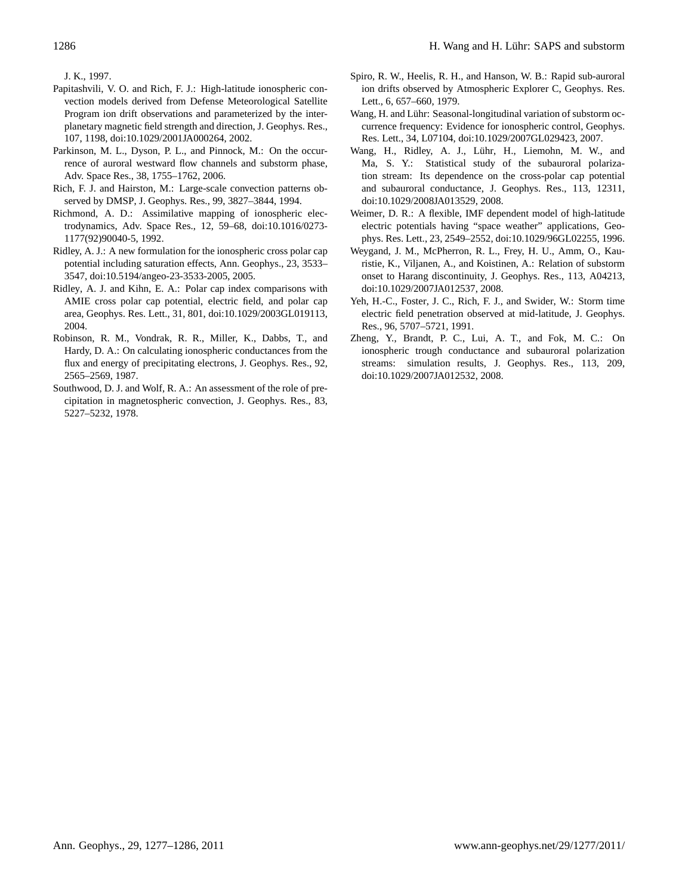J. K., 1997.

Papitashvili, V. O. and Rich, F. J.: High-latitude ionospheric convection models derived from Defense Meteorological Satellite Program ion drift observations and parameterized by the interplanetary magnetic field strength and direction, J. Geophys. Res., 107, 1198, doi:10.1029/2001JA000264, 2002.

Parkinson, M. L., Dyson, P. L., and Pinnock, M.: On the occurrence of auroral westward flow channels and substorm phase, Adv. Space Res., 38, 1755–1762, 2006.

Rich, F. J. and Hairston, M.: Large-scale convection patterns observed by DMSP, J. Geophys. Res., 99, 3827–3844, 1994.

Richmond, A. D.: Assimilative mapping of ionospheric electrodynamics, Adv. Space Res., 12, 59–68, doi:10.1016/0273-1177(92)90040-5, 1992.

Ridley, A. J.: A new formulation for the ionospheric cross polar cap potential including saturation effects, Ann. Geophys., 23, 3533–3547, doi:10.5194/angeo-23-3533-2005, 2005.

Ridley, A. J. and Kihn, E. A.: Polar cap index comparisons with AMIE cross polar cap potential, electric field, and polar cap area, Geophys. Res. Lett., 31, 801, doi:10.1029/2003GL019113, 2004.

Robinson, R. M., Vondrak, R. R., Miller, K., Dabbs, T., and Hardy, D. A.: On calculating ionospheric conductances from the flux and energy of precipitating electrons, J. Geophys. Res., 92, 2565–2569, 1987.

Southwood, D. J. and Wolf, R. A.: An assessment of the role of precipitation in magnetospheric convection, J. Geophys. Res., 83, 5227–5232, 1978.

Spiro, R. W., Heelis, R. H., and Hanson, W. B.: Rapid sub-auroral ion drifts observed by Atmospheric Explorer C, Geophys. Res. Lett., 6, 657–660, 1979.

Wang, H. and Lühr: Seasonal-longitudinal variation of substorm occurrence frequency: Evidence for ionospheric control, Geophys. Res. Lett., 34, L07104, doi:10.1029/2007GL029423, 2007.

Wang, H., Ridley, A. J., Lühr, H., Liemohn, M. W., and Ma, S. Y.: Statistical study of the subauroral polarization stream: Its dependence on the cross-polar cap potential and subauroral conductance, J. Geophys. Res., 113, 12311, doi:10.1029/2008JA013529, 2008.

Weimer, D. R.: A flexible, IMF dependent model of high-latitude electric potentials having "space weather" applications, Geophys. Res. Lett., 23, 2549–2552, doi:10.1029/96GL02255, 1996.

Weygand, J. M., McPherron, R. L., Frey, H. U., Amm, O., Kauristie, K., Viljanen, A., and Koistinen, A.: Relation of substorm onset to Harang discontinuity, J. Geophys. Res., 113, A04213, doi:10.1029/2007JA012537, 2008.

Yeh, H.-C., Foster, J. C., Rich, F. J., and Swider, W.: Storm time electric field penetration observed at mid-latitude, J. Geophys. Res., 96, 5707–5721, 1991.

Zheng, Y., Brandt, P. C., Lui, A. T., and Fok, M. C.: On ionospheric trough conductance and subauroral polarization streams: simulation results, J. Geophys. Res., 113, 209, doi:10.1029/2007JA012532, 2008.